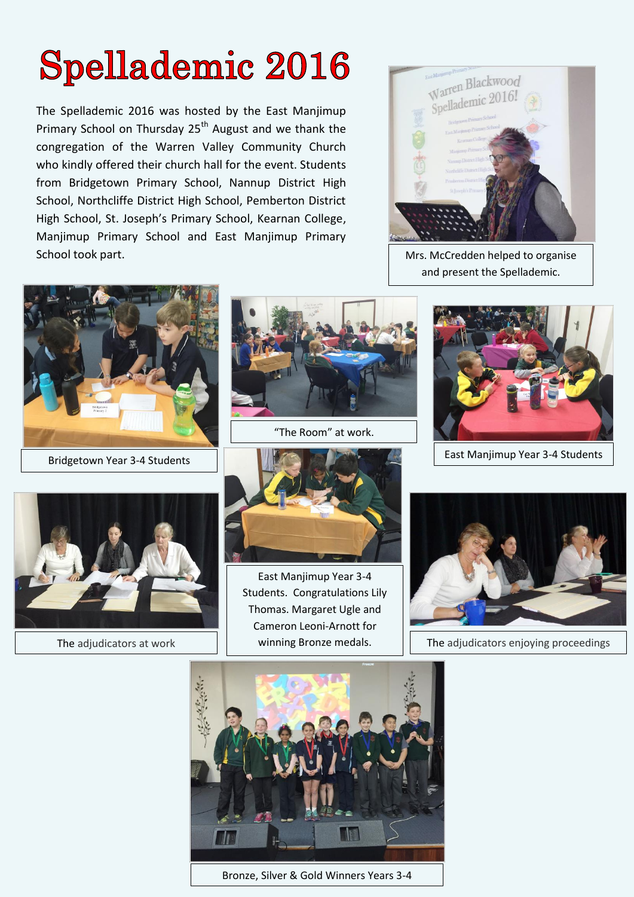# Spellademic 2016

The Spellademic 2016 was hosted by the East Manjimup Primary School on Thursday 25th August and we thank the congregation of the Warren Valley Community Church who kindly offered their church hall for the event. Students from Bridgetown Primary School, Nannup District High School, Northcliffe District High School, Pemberton District High School, St. Joseph's Primary School, Kearnan College, Manjimup Primary School and East Manjimup Primary School took part.

Mrs. McCredden helped to organise and present the Spellademic.

Bridgetown Year 3-4 Students

"The Room" at work.

East Manjimup Year 3-4 Students

The adjudicators at work

East Manjimup Year 3-4 Students. Congratulations Lily Thomas. Margaret Ugle and Cameron Leoni-Arnott for winning Bronze medals.

The adjudicators enjoying proceedings

Bronze, Silver & Gold Winners Years 3-4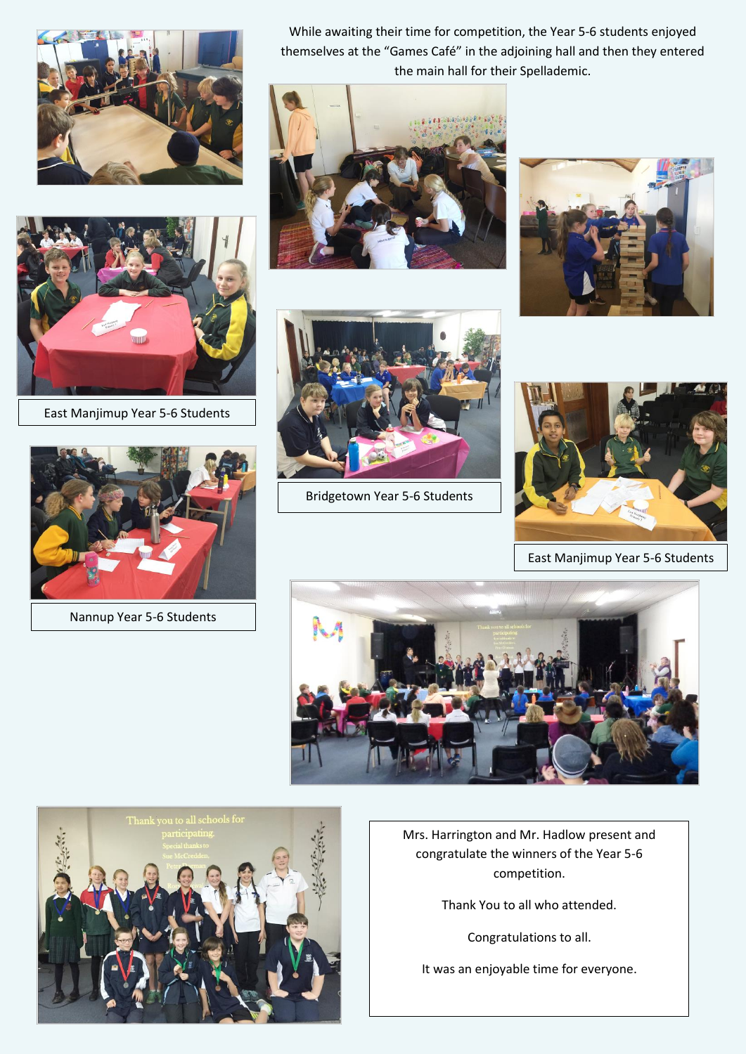While awaiting their time for competition, the Year 5-6 students enjoyed themselves at the "Games Café" in the adjoining hall and then they entered the main hall for their Spellademic.

East Manjimup Year 5-6 Students

Bridgetown Year 5-6 Students

East Manjimup Year 5-6 Students

Nannup Year 5-6 Students

Mrs. Harrington and Mr. Hadlow present and congratulate the winners of the Year 5-6 competition.

Thank You to all who attended.

Congratulations to all.

It was an enjoyable time for everyone.